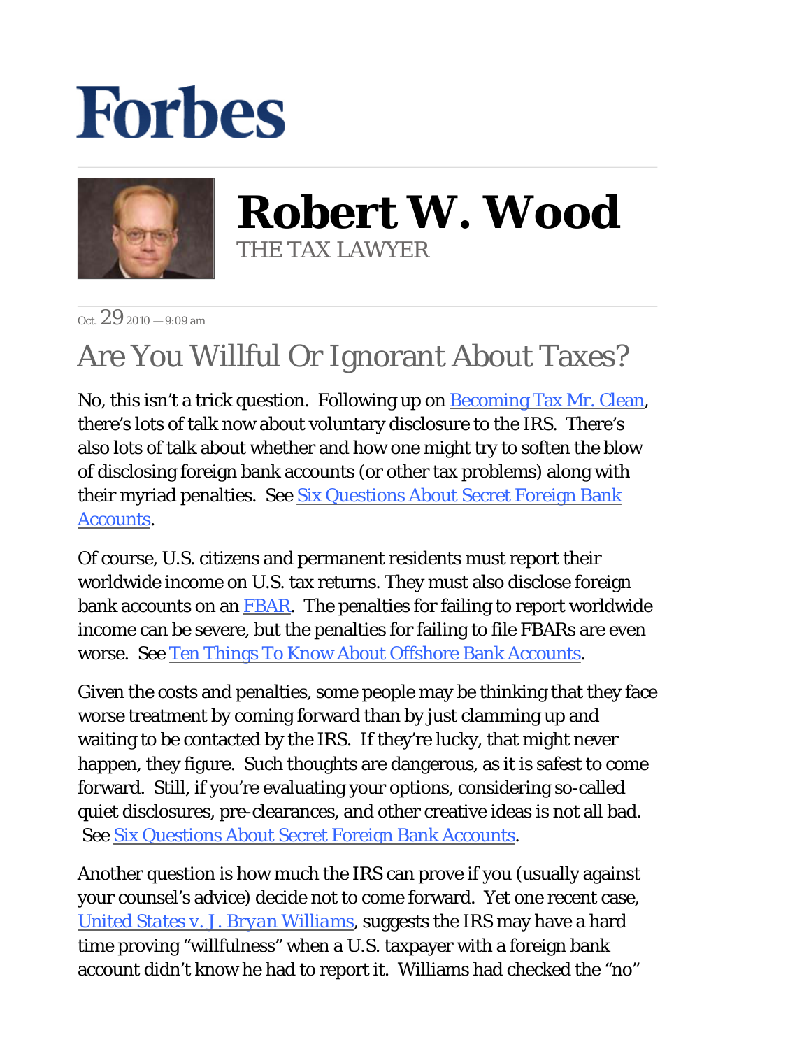# Forbes

## Robert W. Wood

THE TAX LAWYER

Oct. 29 2010 — 9:09 am

# Are You Willful Or Ignorant About Taxes?

No, this isn't a trick question. Following up on [Becoming Tax Mr. Clean](), there's lots of talk now about voluntary disclosure to the IRS. There's also lots of talk about whether and how one might try to soften the blow of disclosing foreign bank accounts (or other tax problems) along with their myriad penalties. See [Six Questions About Secret Foreign Bank Accounts]().

Of course, U.S. citizens and permanent residents must report their worldwide income on U.S. tax returns. They must also disclose foreign bank accounts on an [FBAR](). The penalties for failing to report worldwide income can be severe, but the penalties for failing to file FBARs are even worse. See [Ten Things To Know About Offshore Bank Accounts]().

Given the costs and penalties, some people may be thinking that they face worse treatment by coming forward than by just clamming up and waiting to be contacted by the IRS. If they're lucky, that might never happen, they figure. Such thoughts are dangerous, as it is safest to come forward. Still, if you're evaluating your options, considering so-called quiet disclosures, pre-clearances, and other creative ideas is not all bad. See [Six Questions About Secret Foreign Bank Accounts]().

Another question is how much the IRS can prove if you (usually against your counsel's advice) decide not to come forward. Yet one recent case, [*United States v. J. Bryan Williams*](), suggests the IRS may have a hard time proving "willfulness" when a U.S. taxpayer with a foreign bank account didn't know he had to report it. Williams had checked the "no"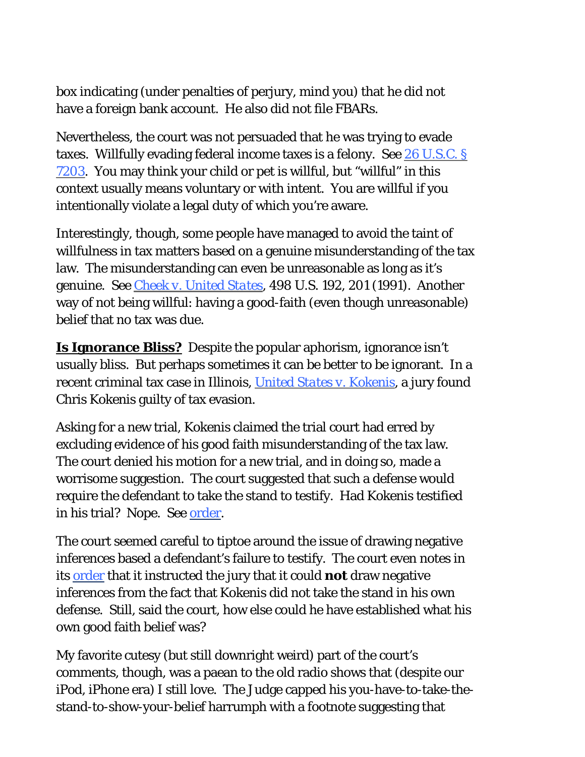box indicating (under penalties of perjury, mind you) that he did not have a foreign bank account. He also did not file FBARs.

Nevertheless, the court was not persuaded that he was trying to evade taxes. Willfully evading federal income taxes is a felony. See [26 U.S.C. § 7203](). You may think your child or pet is willful, but "willful" in this context usually means voluntary or with intent. You are willful if you intentionally violate a legal duty of which you're aware.

Interestingly, though, some people have managed to avoid the taint of willfulness in tax matters based on a genuine misunderstanding of the tax law. The misunderstanding can even be unreasonable as long as it's genuine. See [*Cheek v. United States*](), 498 U.S. 192, 201 (1991). Another way of not being willful: having a good-faith (even though unreasonable) belief that no tax was due.

**Is Ignorance Bliss?** Despite the popular aphorism, ignorance isn't usually bliss. But perhaps sometimes it can be better to be ignorant. In a recent criminal tax case in Illinois, [*United States v. Kokenis*](), a jury found Chris Kokenis guilty of tax evasion.

Asking for a new trial, Kokenis claimed the trial court had erred by excluding evidence of his good faith misunderstanding of the tax law. The court denied his motion for a new trial, and in doing so, made a worrisome suggestion. The court suggested that such a defense would require the defendant to take the stand to testify. Had Kokenis testified in his trial? Nope. See [order]().

The court seemed careful to tiptoe around the issue of drawing negative inferences based a defendant's failure to testify. The court even notes in its [order]() that it instructed the jury that it could **not** draw negative inferences from the fact that Kokenis did not take the stand in his own defense. Still, said the court, how else could he have established what his own good faith belief was?

My favorite cutesy (but still downright weird) part of the court's comments, though, was a paean to the old radio shows that (despite our iPod, iPhone era) I still love. The Judge capped his you-have-to-take-the-stand-to-show-your-belief harrumph with a footnote suggesting that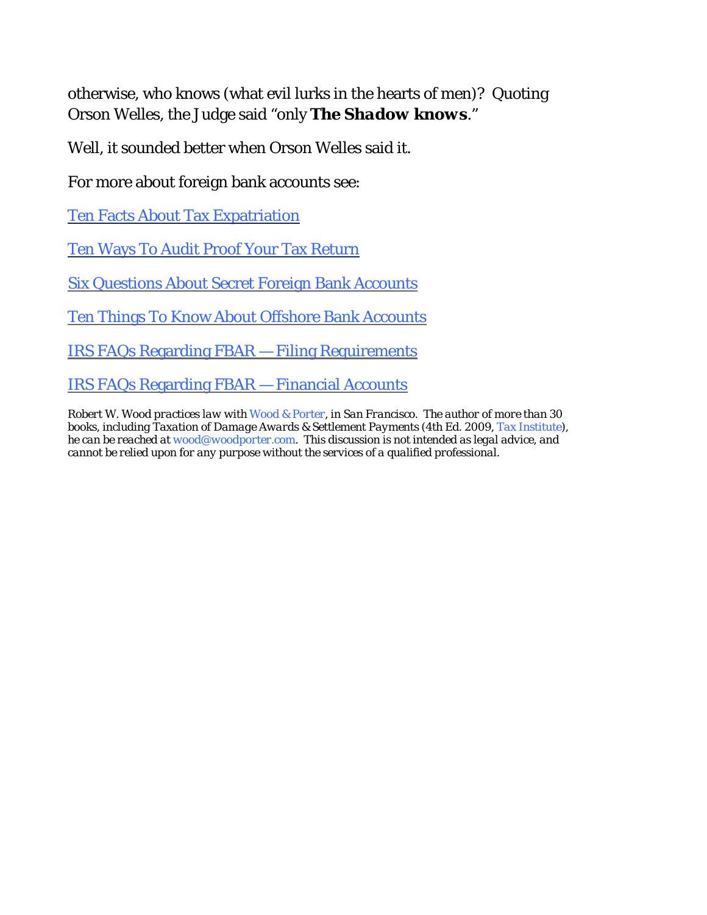otherwise, who knows (what evil lurks in the hearts of men)? Quoting Orson Welles, the Judge said "only ***The Shadow knows***."

Well, it sounded better when Orson Welles said it.

For more about foreign bank accounts see:

Ten Facts About Tax Expatriation

Ten Ways To Audit Proof Your Tax Return

Six Questions About Secret Foreign Bank Accounts

Ten Things To Know About Offshore Bank Accounts

IRS FAQs Regarding FBAR — Filing Requirements

IRS FAQs Regarding FBAR — Financial Accounts

*Robert W. Wood practices law with Wood & Porter, in San Francisco. The author of more than 30 books, including Taxation of Damage Awards & Settlement Payments (4th Ed. 2009, Tax Institute), he can be reached at wood@woodporter.com. This discussion is not intended as legal advice, and cannot be relied upon for any purpose without the services of a qualified professional.*